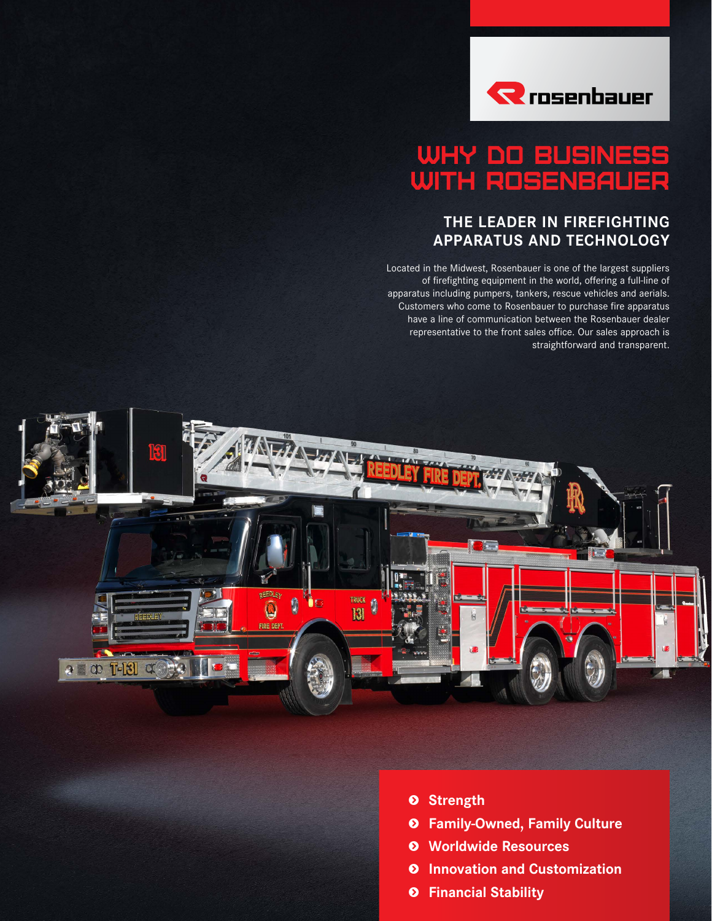rosenbauer

# WHY DO BUSINESS WITH ROSENBAUER

## THE LEADER IN FIREFIGHTING APPARATUS AND TECHNOLOGY

Located in the Midwest, Rosenbauer is one of the largest suppliers of firefighting equipment in the world, offering a full-line of apparatus including pumpers, tankers, rescue vehicles and aerials. Customers who come to Rosenbauer to purchase fire apparatus have a line of communication between the Rosenbauer dealer representative to the front sales office. Our sales approach is straightforward and transparent.

- **Strength**
- **Family-Owned, Family Culture**
- **Worldwide Resources**
- **Innovation and Customization**
- **Financial Stability**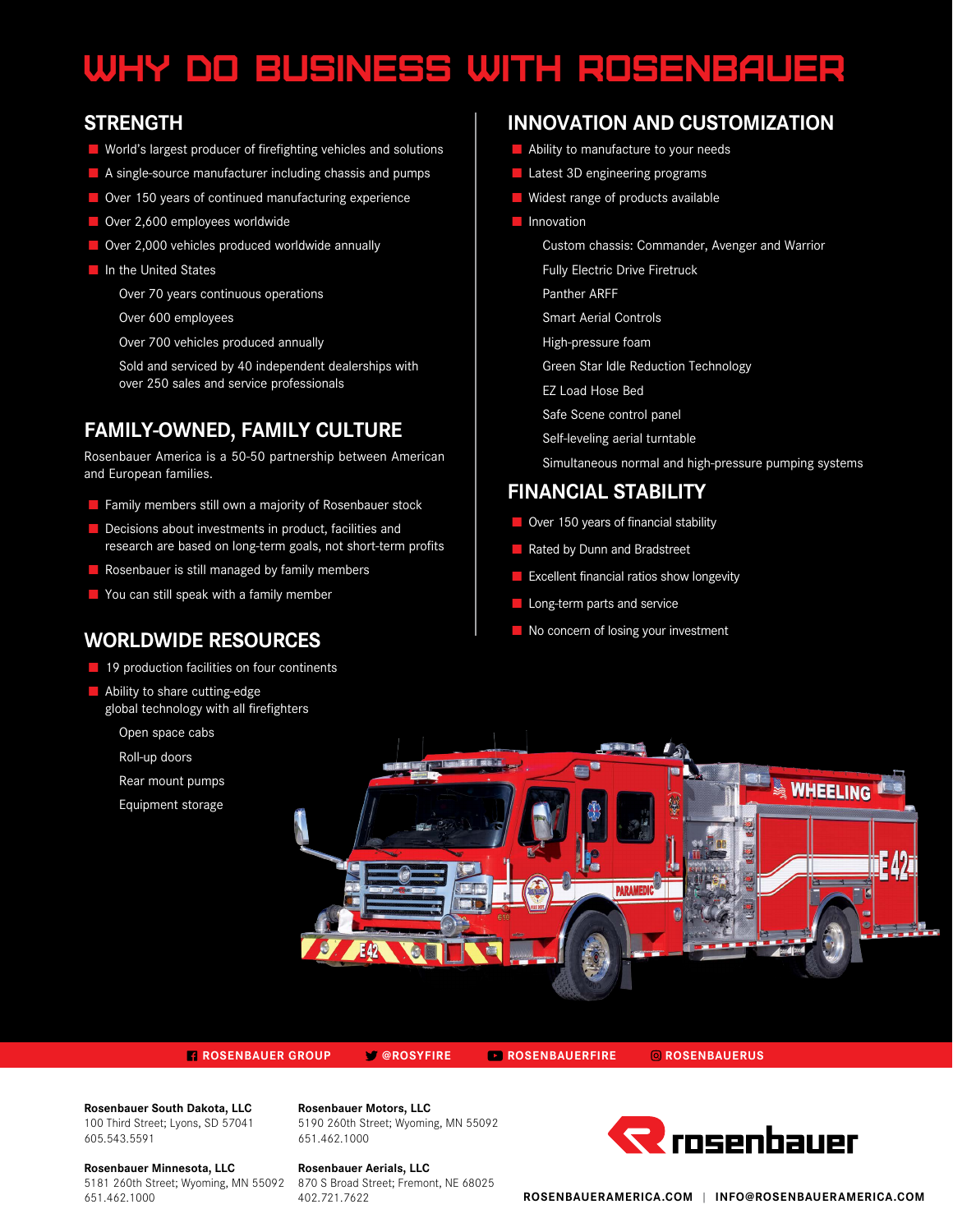# WHY DO BUSINESS WITH ROSENBAUER

## STRENGTH

- World's largest producer of firefighting vehicles and solutions
- A single-source manufacturer including chassis and pumps
- Over 150 years of continued manufacturing experience
- Over 2,600 employees worldwide
- Over 2,000 vehicles produced worldwide annually
- In the United States
  - Over 70 years continuous operations
  - Over 600 employees
  - Over 700 vehicles produced annually
  - Sold and serviced by 40 independent dealerships with over 250 sales and service professionals

## FAMILY-OWNED, FAMILY CULTURE

Rosenbauer America is a 50-50 partnership between American and European families.

- Family members still own a majority of Rosenbauer stock
- Decisions about investments in product, facilities and research are based on long-term goals, not short-term profits
- Rosenbauer is still managed by family members
- You can still speak with a family member

## WORLDWIDE RESOURCES

- 19 production facilities on four continents
- Ability to share cutting-edge global technology with all firefighters
  - Open space cabs
  - Roll-up doors
  - Rear mount pumps
  - Equipment storage

## INNOVATION AND CUSTOMIZATION

- Ability to manufacture to your needs
- Latest 3D engineering programs
- Widest range of products available
- Innovation
  - Custom chassis: Commander, Avenger and Warrior
  - Fully Electric Drive Firetruck
  - Panther ARFF
  - Smart Aerial Controls
  - High-pressure foam
  - Green Star Idle Reduction Technology
  - EZ Load Hose Bed
  - Safe Scene control panel
  - Self-leveling aerial turntable
  - Simultaneous normal and high-pressure pumping systems

## FINANCIAL STABILITY

- Over 150 years of financial stability
- Rated by Dunn and Bradstreet
- Excellent financial ratios show longevity
- Long-term parts and service
- No concern of losing your investment

ROSENBAUER GROUP | @ROSYFIRE | ROSENBAUERFIRE | ROSENBAUERUS

**Rosenbauer South Dakota, LLC**
100 Third Street; Lyons, SD 57041
605.543.5591

**Rosenbauer Minnesota, LLC**
5181 260th Street; Wyoming, MN 55092
651.462.1000

**Rosenbauer Motors, LLC**
5190 260th Street; Wyoming, MN 55092
651.462.1000

**Rosenbauer Aerials, LLC**
870 S Broad Street; Fremont, NE 68025
402.721.7622

rosenbauer

ROSENBAUERAMERICA.COM | INFO@ROSENBAUERAMERICA.COM